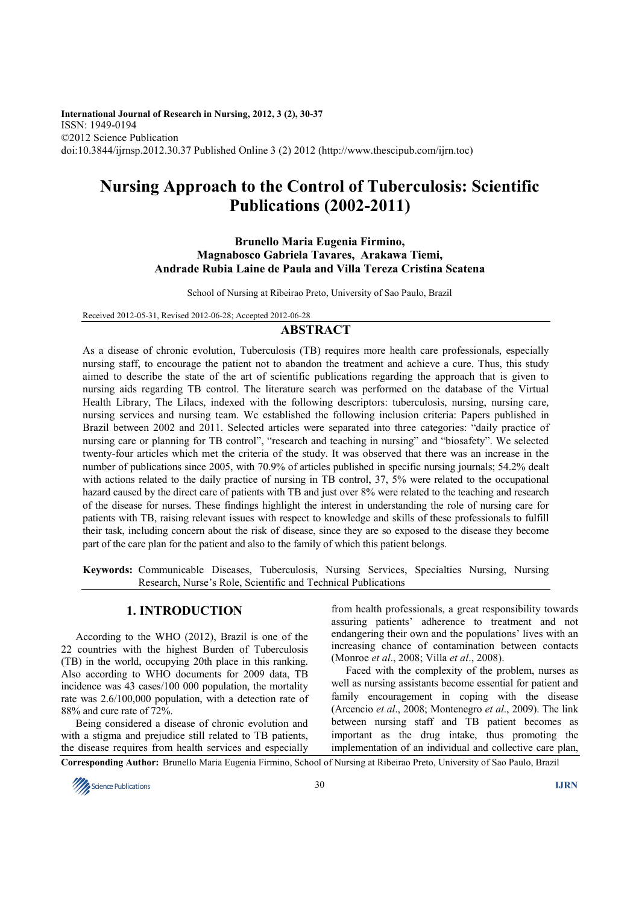International Journal of Research in Nursing, 2012, 3 (2), 30-37
ISSN: 1949-0194
©2012 Science Publication
doi:10.3844/ijrnsp.2012.30.37 Published Online 3 (2) 2012 (http://www.thescipub.com/ijrn.toc)

# Nursing Approach to the Control of Tuberculosis: Scientific Publications (2002-2011)

**Brunello Maria Eugenia Firmino, Magnabosco Gabriela Tavares, Arakawa Tiemi, Andrade Rubia Laine de Paula and Villa Tereza Cristina Scatena**

School of Nursing at Ribeirao Preto, University of Sao Paulo, Brazil

Received 2012-05-31, Revised 2012-06-28; Accepted 2012-06-28

## ABSTRACT

As a disease of chronic evolution, Tuberculosis (TB) requires more health care professionals, especially nursing staff, to encourage the patient not to abandon the treatment and achieve a cure. Thus, this study aimed to describe the state of the art of scientific publications regarding the approach that is given to nursing aids regarding TB control. The literature search was performed on the database of the Virtual Health Library, The Lilacs, indexed with the following descriptors: tuberculosis, nursing, nursing care, nursing services and nursing team. We established the following inclusion criteria: Papers published in Brazil between 2002 and 2011. Selected articles were separated into three categories: "daily practice of nursing care or planning for TB control", "research and teaching in nursing" and "biosafety". We selected twenty-four articles which met the criteria of the study. It was observed that there was an increase in the number of publications since 2005, with 70.9% of articles published in specific nursing journals; 54.2% dealt with actions related to the daily practice of nursing in TB control, 37, 5% were related to the occupational hazard caused by the direct care of patients with TB and just over 8% were related to the teaching and research of the disease for nurses. These findings highlight the interest in understanding the role of nursing care for patients with TB, raising relevant issues with respect to knowledge and skills of these professionals to fulfill their task, including concern about the risk of disease, since they are so exposed to the disease they become part of the care plan for the patient and also to the family of which this patient belongs.

**Keywords:** Communicable Diseases, Tuberculosis, Nursing Services, Specialties Nursing, Nursing Research, Nurse's Role, Scientific and Technical Publications

## 1. INTRODUCTION

According to the WHO (2012), Brazil is one of the 22 countries with the highest Burden of Tuberculosis (TB) in the world, occupying 20th place in this ranking. Also according to WHO documents for 2009 data, TB incidence was 43 cases/100 000 population, the mortality rate was 2.6/100,000 population, with a detection rate of 88% and cure rate of 72%.

Being considered a disease of chronic evolution and with a stigma and prejudice still related to TB patients, the disease requires from health services and especially from health professionals, a great responsibility towards assuring patients' adherence to treatment and not endangering their own and the populations' lives with an increasing chance of contamination between contacts (Monroe *et al*., 2008; Villa *et al*., 2008).

Faced with the complexity of the problem, nurses as well as nursing assistants become essential for patient and family encouragement in coping with the disease (Arcencio *et al*., 2008; Montenegro *et al*., 2009). The link between nursing staff and TB patient becomes as important as the drug intake, thus promoting the implementation of an individual and collective care plan,

**Corresponding Author:** Brunello Maria Eugenia Firmino, School of Nursing at Ribeirao Preto, University of Sao Paulo, Brazil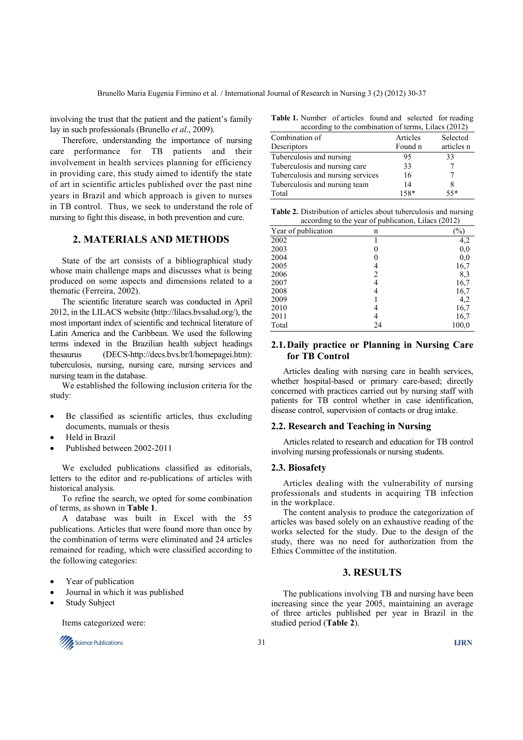involving the trust that the patient and the patient's family lay in such professionals (Brunello *et al*., 2009).

Therefore, understanding the importance of nursing care performance for TB patients and their involvement in health services planning for efficiency in providing care, this study aimed to identify the state of art in scientific articles published over the past nine years in Brazil and which approach is given to nurses in TB control. Thus, we seek to understand the role of nursing to fight this disease, in both prevention and cure.

## 2. MATERIALS AND METHODS

State of the art consists of a bibliographical study whose main challenge maps and discusses what is being produced on some aspects and dimensions related to a thematic (Ferreira, 2002).

The scientific literature search was conducted in April 2012, in the LILACS website (http://lilacs.bvsalud.org/), the most important index of scientific and technical literature of Latin America and the Caribbean. We used the following terms indexed in the Brazilian health subject headings thesaurus (DECS-http://decs.bvs.br/I/homepagei.htm): tuberculosis, nursing, nursing care, nursing services and nursing team in the database.

We established the following inclusion criteria for the study:

- Be classified as scientific articles, thus excluding documents, manuals or thesis
- Held in Brazil
- Published between 2002-2011

We excluded publications classified as editorials, letters to the editor and re-publications of articles with historical analysis.

To refine the search, we opted for some combination of terms, as shown in **Table 1**.

A database was built in Excel with the 55 publications. Articles that were found more than once by the combination of terms were eliminated and 24 articles remained for reading, which were classified according to the following categories:

- Year of publication
- Journal in which it was published
- Study Subject

Items categorized were:

**Table 1.** Number of articles found and selected for reading according to the combination of terms, Lilacs (2012)

| Combination of Descriptors | Articles Found n | Selected articles n |
|---|---|---|
| Tuberculosis and nursing | 95 | 33 |
| Tuberculosis and nursing care | 33 | 7 |
| Tuberculosis and nursing services | 16 | 7 |
| Tuberculosis and nursing team | 14 | 8 |
| Total | 158* | 55* |

**Table 2.** Distribution of articles about tuberculosis and nursing according to the year of publication, Lilacs (2012)

| Year of publication | n | (%) |
|---|---|---|
| 2002 | 1 | 4,2 |
| 2003 | 0 | 0,0 |
| 2004 | 0 | 0,0 |
| 2005 | 4 | 16,7 |
| 2006 | 2 | 8,3 |
| 2007 | 4 | 16,7 |
| 2008 | 4 | 16,7 |
| 2009 | 1 | 4,2 |
| 2010 | 4 | 16,7 |
| 2011 | 4 | 16,7 |
| Total | 24 | 100,0 |

### 2.1. Daily practice or Planning in Nursing Care for TB Control

Articles dealing with nursing care in health services, whether hospital-based or primary care-based; directly concerned with practices carried out by nursing staff with patients for TB control whether in case identification, disease control, supervision of contacts or drug intake.

### 2.2. Research and Teaching in Nursing

Articles related to research and education for TB control involving nursing professionals or nursing students.

### 2.3. Biosafety

Articles dealing with the vulnerability of nursing professionals and students in acquiring TB infection in the workplace.

The content analysis to produce the categorization of articles was based solely on an exhaustive reading of the works selected for the study. Due to the design of the study, there was no need for authorization from the Ethics Committee of the institution.

## 3. RESULTS

The publications involving TB and nursing have been increasing since the year 2005, maintaining an average of three articles published per year in Brazil in the studied period (**Table 2**).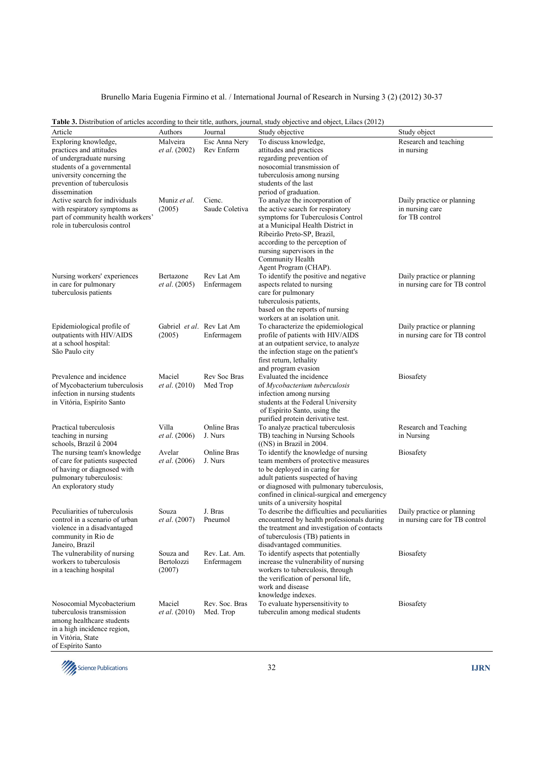**Table 3.** Distribution of articles according to their title, authors, journal, study objective and object, Lilacs (2012)

| Article | Authors | Journal | Study objective | Study object |
|---|---|---|---|---|
| Exploring knowledge, practices and attitudes of undergraduate nursing students of a governmental university concerning the prevention of tuberculosis dissemination | Malveira *et al*. (2002) | Esc Anna Nery Rev Enferm | To discuss knowledge, attitudes and practices regarding prevention of nosocomial transmission of tuberculosis among nursing students of the last period of graduation. | Research and teaching in nursing |
| Active search for individuals with respiratory symptoms as part of community health workers' role in tuberculosis control | Muniz *et al*. (2005) | Cienc. Saude Coletiva | To analyze the incorporation of the active search for respiratory symptoms for Tuberculosis Control at a Municipal Health District in Ribeirão Preto-SP, Brazil, according to the perception of nursing supervisors in the Community Health Agent Program (CHAP). | Daily practice or planning in nursing care for TB control |
| Nursing workers' experiences in care for pulmonary tuberculosis patients | Bertazone *et al*. (2005) | Rev Lat Am Enfermagem | To identify the positive and negative aspects related to nursing care for pulmonary tuberculosis patients, based on the reports of nursing workers at an isolation unit. | Daily practice or planning in nursing care for TB control |
| Epidemiological profile of outpatients with HIV/AIDS at a school hospital: São Paulo city | Gabriel *et al*. (2005) | Rev Lat Am Enfermagem | To characterize the epidemiological profile of patients with HIV/AIDS at an outpatient service, to analyze the infection stage on the patient's first return, lethality and program evasion | Daily practice or planning in nursing care for TB control |
| Prevalence and incidence of Mycobacterium tuberculosis infection in nursing students in Vitória, Espírito Santo | Maciel *et al*. (2010) | Rev Soc Bras Med Trop | Evaluated the incidence of *Mycobacterium tuberculosis* infection among nursing students at the Federal University of Espírito Santo, using the purified protein derivative test. | Biosafety |
| Practical tuberculosis teaching in nursing schools, Brazil û 2004 | Villa *et al*. (2006) | Online Bras J. Nurs | To analyze practical tuberculosis TB) teaching in Nursing Schools ((NS) in Brazil in 2004. | Research and Teaching in Nursing |
| The nursing team's knowledge of care for patients suspected of having or diagnosed with pulmonary tuberculosis: An exploratory study | Avelar *et al*. (2006) | Online Bras J. Nurs | To identify the knowledge of nursing team members of protective measures to be deployed in caring for adult patients suspected of having or diagnosed with pulmonary tuberculosis, confined in clinical-surgical and emergency units of a university hospital | Biosafety |
| Peculiarities of tuberculosis control in a scenario of urban violence in a disadvantaged community in Rio de Janeiro, Brazil | Souza *et al*. (2007) | J. Bras Pneumol | To describe the difficulties and peculiarities encountered by health professionals during the treatment and investigation of contacts of tuberculosis (TB) patients in disadvantaged communities. | Daily practice or planning in nursing care for TB control |
| The vulnerability of nursing workers to tuberculosis in a teaching hospital | Souza and Bertolozzi (2007) | Rev. Lat. Am. Enfermagem | To identify aspects that potentially increase the vulnerability of nursing workers to tuberculosis, through the verification of personal life, work and disease knowledge indexes. | Biosafety |
| Nosocomial Mycobacterium tuberculosis transmission among healthcare students in a high incidence region, in Vitória, State of Espírito Santo | Maciel *et al*. (2010) | Rev. Soc. Bras Med. Trop | To evaluate hypersensitivity to tuberculin among medical students | Biosafety |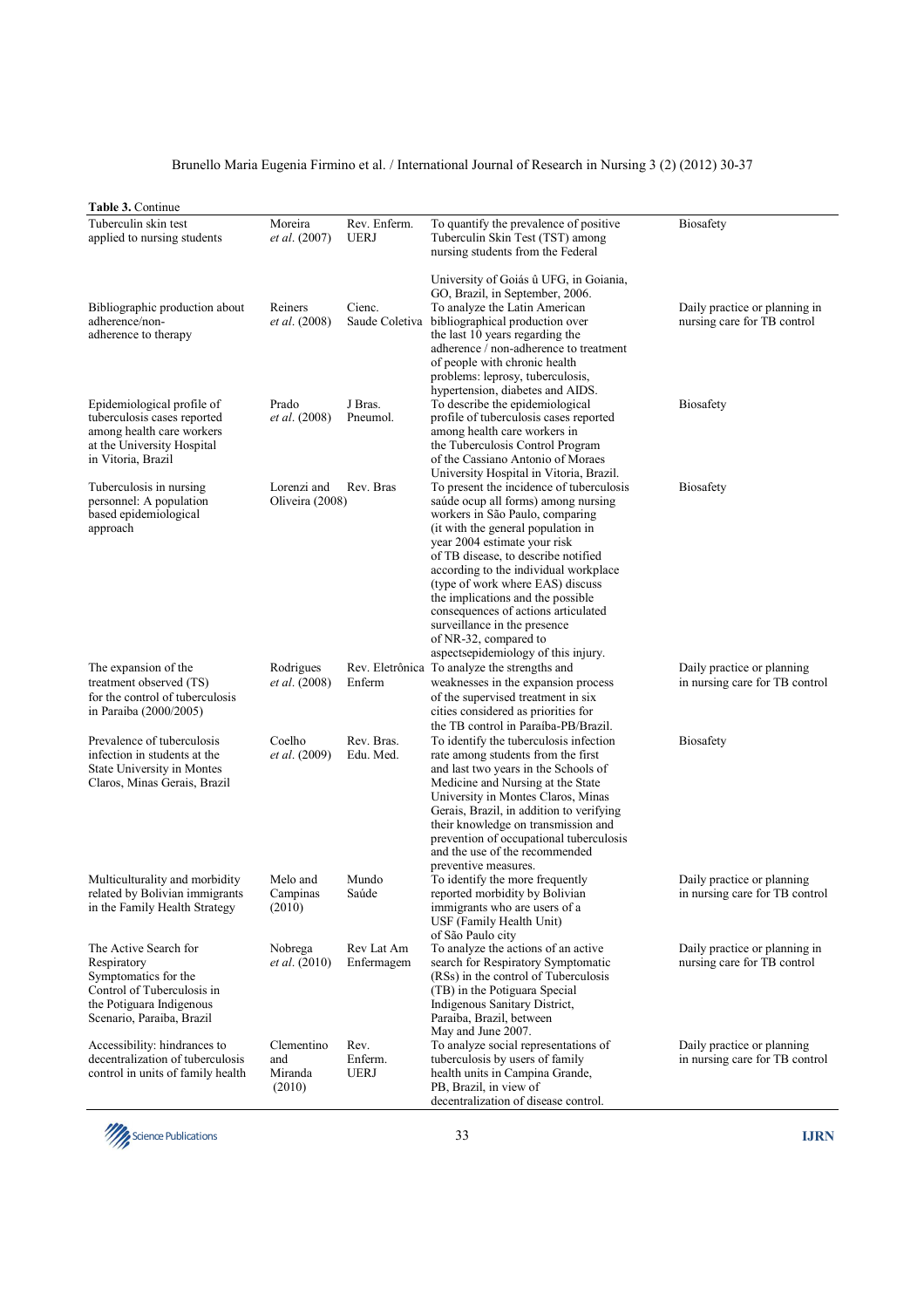**Table 3.** Continue

| | | | | |
|---|---|---|---|---|
| Tuberculin skin test applied to nursing students | Moreira *et al*. (2007) | Rev. Enferm. UERJ | To quantify the prevalence of positive Tuberculin Skin Test (TST) among nursing students from the Federal University of Goiás û UFG, in Goiania, GO, Brazil, in September, 2006. | Biosafety |
| Bibliographic production about adherence/non-adherence to therapy | Reiners *et al*. (2008) | Cienc. Saude Coletiva | To analyze the Latin American bibliographical production over the last 10 years regarding the adherence / non-adherence to treatment of people with chronic health problems: leprosy, tuberculosis, hypertension, diabetes and AIDS. | Daily practice or planning in nursing care for TB control |
| Epidemiological profile of tuberculosis cases reported among health care workers at the University Hospital in Vitoria, Brazil | Prado *et al*. (2008) | J Bras. Pneumol. | To describe the epidemiological profile of tuberculosis cases reported among health care workers in the Tuberculosis Control Program of the Cassiano Antonio of Moraes University Hospital in Vitoria, Brazil. | Biosafety |
| Tuberculosis in nursing personnel: A population based epidemiological approach | Lorenzi and Oliveira (2008) | Rev. Bras | To present the incidence of tuberculosis saúde ocup all forms) among nursing workers in São Paulo, comparing (it with the general population in year 2004 estimate your risk of TB disease, to describe notified according to the individual workplace (type of work where EAS) discuss the implications and the possible consequences of actions articulated surveillance in the presence of NR-32, compared to aspectsepidemiology of this injury. | Biosafety |
| The expansion of the treatment observed (TS) for the control of tuberculosis in Paraiba (2000/2005) | Rodrigues *et al*. (2008) | Rev. Eletrônica Enferm | To analyze the strengths and weaknesses in the expansion process of the supervised treatment in six cities considered as priorities for the TB control in Paraíba-PB/Brazil. | Daily practice or planning in nursing care for TB control |
| Prevalence of tuberculosis infection in students at the State University in Montes Claros, Minas Gerais, Brazil | Coelho *et al*. (2009) | Rev. Bras. Edu. Med. | To identify the tuberculosis infection rate among students from the first and last two years in the Schools of Medicine and Nursing at the State University in Montes Claros, Minas Gerais, Brazil, in addition to verifying their knowledge on transmission and prevention of occupational tuberculosis and the use of the recommended preventive measures. | Biosafety |
| Multiculturality and morbidity related by Bolivian immigrants in the Family Health Strategy | Melo and Campinas (2010) | Mundo Saúde | To identify the more frequently reported morbidity by Bolivian immigrants who are users of a USF (Family Health Unit) of São Paulo city | Daily practice or planning in nursing care for TB control |
| The Active Search for Respiratory Symptomatics for the Control of Tuberculosis in the Potiguara Indigenous Scenario, Paraiba, Brazil | Nobrega *et al*. (2010) | Rev Lat Am Enfermagem | To analyze the actions of an active search for Respiratory Symptomatic (RSs) in the control of Tuberculosis (TB) in the Potiguara Special Indigenous Sanitary District, Paraiba, Brazil, between May and June 2007. | Daily practice or planning in nursing care for TB control |
| Accessibility: hindrances to decentralization of tuberculosis control in units of family health | Clementino and Miranda (2010) | Rev. Enferm. UERJ | To analyze social representations of tuberculosis by users of family health units in Campina Grande, PB, Brazil, in view of decentralization of disease control. | Daily practice or planning in nursing care for TB control |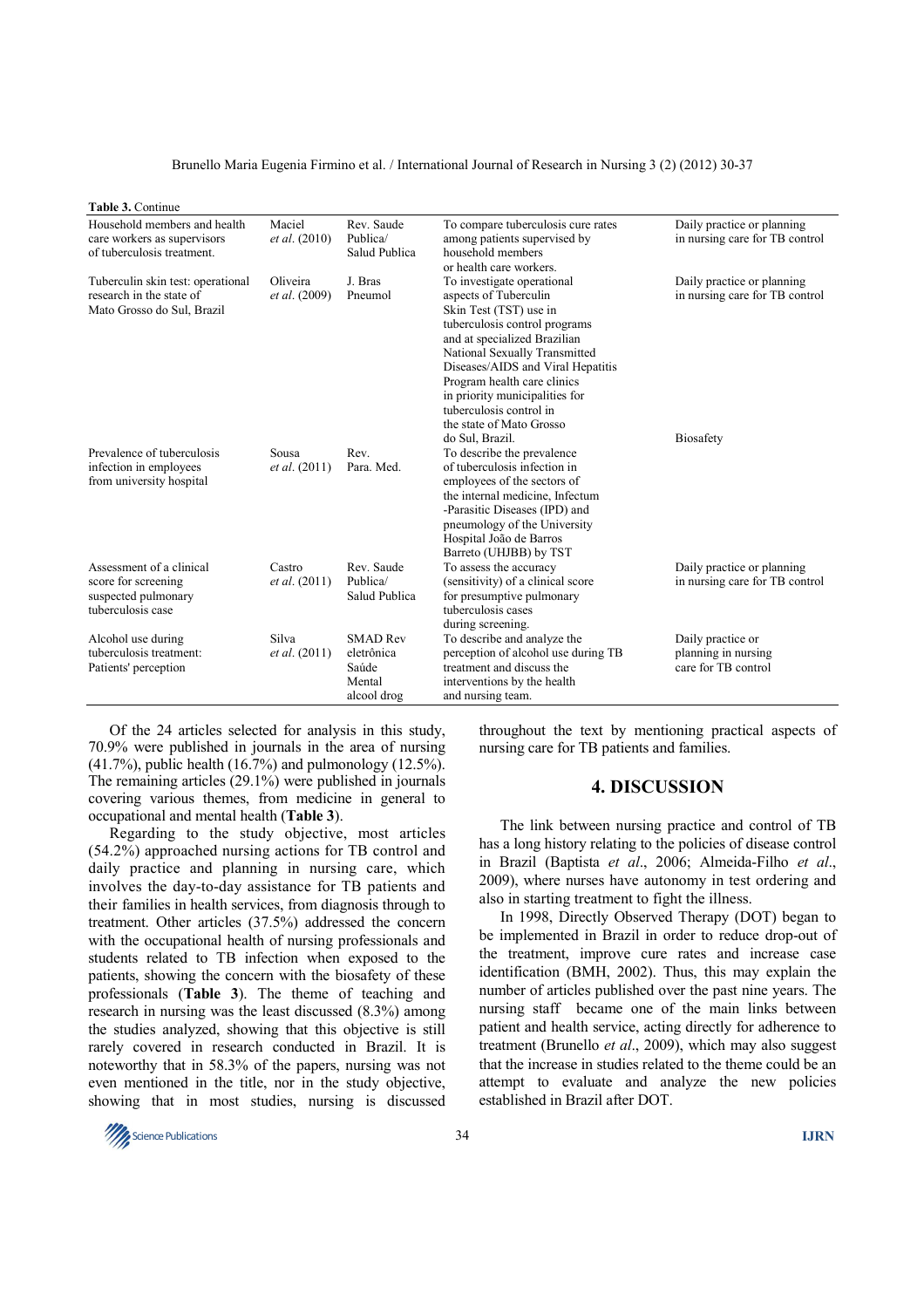**Table 3.** Continue

| | | | | |
|---|---|---|---|---|
| Household members and health care workers as supervisors of tuberculosis treatment. | Maciel *et al*. (2010) | Rev. Saude Publica/ Salud Publica | To compare tuberculosis cure rates among patients supervised by household members or health care workers. | Daily practice or planning in nursing care for TB control |
| Tuberculin skin test: operational research in the state of Mato Grosso do Sul, Brazil | Oliveira *et al*. (2009) | J. Bras Pneumol | To investigate operational aspects of Tuberculin Skin Test (TST) use in tuberculosis control programs and at specialized Brazilian National Sexually Transmitted Diseases/AIDS and Viral Hepatitis Program health care clinics in priority municipalities for tuberculosis control in the state of Mato Grosso do Sul, Brazil. | Daily practice or planning in nursing care for TB control |
| Prevalence of tuberculosis infection in employees from university hospital | Sousa *et al*. (2011) | Rev. Para. Med. | To describe the prevalence of tuberculosis infection in employees of the sectors of the internal medicine, Infectum -Parasitic Diseases (IPD) and pneumology of the University Hospital João de Barros Barreto (UHJBB) by TST | Biosafety |
| Assessment of a clinical score for screening suspected pulmonary tuberculosis case | Castro *et al*. (2011) | Rev. Saude Publica/ Salud Publica | To assess the accuracy (sensitivity) of a clinical score for presumptive pulmonary tuberculosis cases during screening. | Daily practice or planning in nursing care for TB control |
| Alcohol use during tuberculosis treatment: Patients' perception | Silva *et al*. (2011) | SMAD Rev eletrônica Saúde Mental alcool drog | To describe and analyze the perception of alcohol use during TB treatment and discuss the interventions by the health and nursing team. | Daily practice or planning in nursing care for TB control |

Of the 24 articles selected for analysis in this study, 70.9% were published in journals in the area of nursing (41.7%), public health (16.7%) and pulmonology (12.5%). The remaining articles (29.1%) were published in journals covering various themes, from medicine in general to occupational and mental health (**Table 3**).

Regarding to the study objective, most articles (54.2%) approached nursing actions for TB control and daily practice and planning in nursing care, which involves the day-to-day assistance for TB patients and their families in health services, from diagnosis through to treatment. Other articles (37.5%) addressed the concern with the occupational health of nursing professionals and students related to TB infection when exposed to the patients, showing the concern with the biosafety of these professionals (**Table 3**). The theme of teaching and research in nursing was the least discussed (8.3%) among the studies analyzed, showing that this objective is still rarely covered in research conducted in Brazil. It is noteworthy that in 58.3% of the papers, nursing was not even mentioned in the title, nor in the study objective, showing that in most studies, nursing is discussed throughout the text by mentioning practical aspects of nursing care for TB patients and families.

## 4. DISCUSSION

The link between nursing practice and control of TB has a long history relating to the policies of disease control in Brazil (Baptista *et al*., 2006; Almeida-Filho *et al*., 2009), where nurses have autonomy in test ordering and also in starting treatment to fight the illness.

In 1998, Directly Observed Therapy (DOT) began to be implemented in Brazil in order to reduce drop-out of the treatment, improve cure rates and increase case identification (BMH, 2002). Thus, this may explain the number of articles published over the past nine years. The nursing staff became one of the main links between patient and health service, acting directly for adherence to treatment (Brunello *et al*., 2009), which may also suggest that the increase in studies related to the theme could be an attempt to evaluate and analyze the new policies established in Brazil after DOT.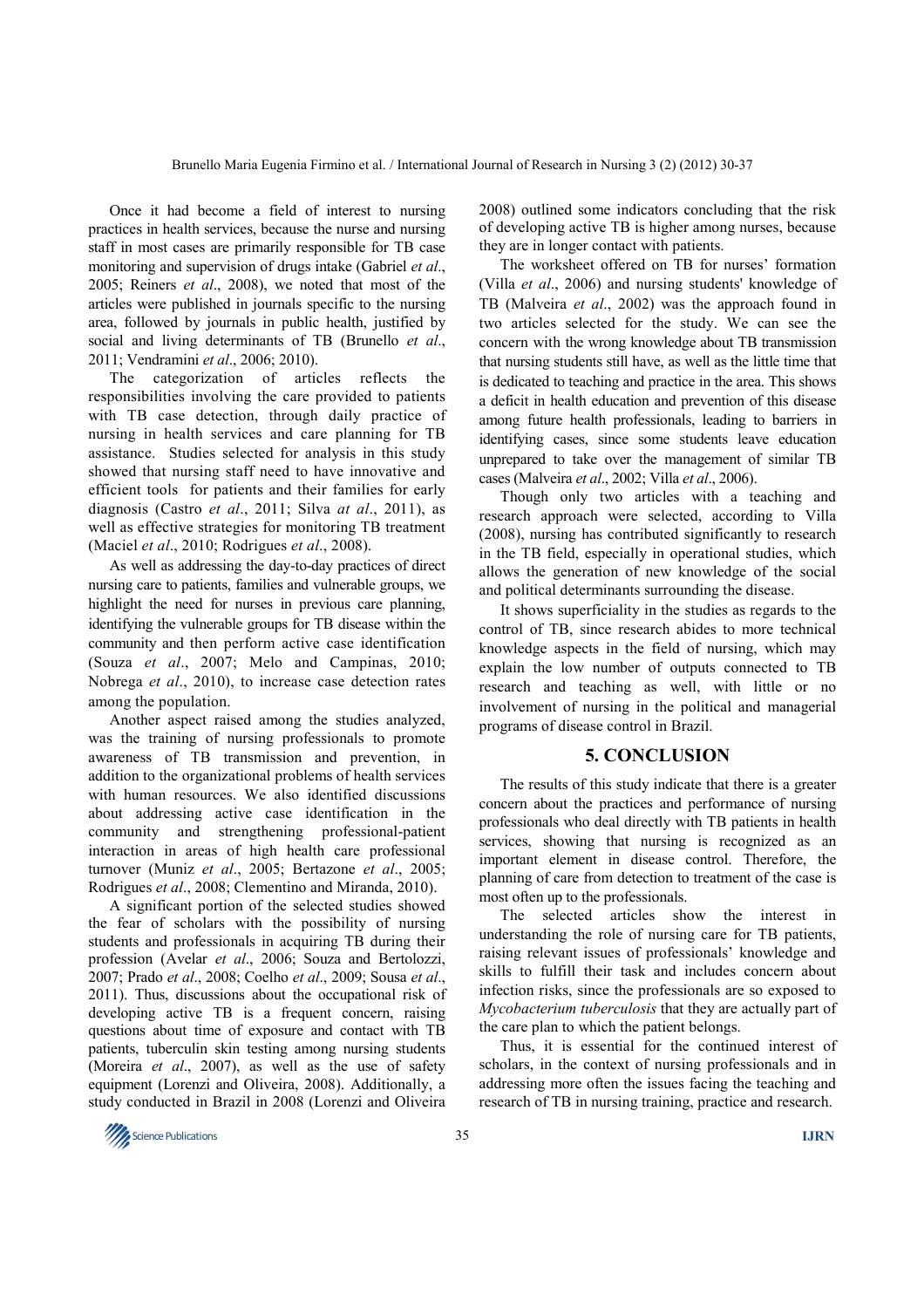Once it had become a field of interest to nursing practices in health services, because the nurse and nursing staff in most cases are primarily responsible for TB case monitoring and supervision of drugs intake (Gabriel *et al*., 2005; Reiners *et al*., 2008), we noted that most of the articles were published in journals specific to the nursing area, followed by journals in public health, justified by social and living determinants of TB (Brunello *et al*., 2011; Vendramini *et al*., 2006; 2010).

The categorization of articles reflects the responsibilities involving the care provided to patients with TB case detection, through daily practice of nursing in health services and care planning for TB assistance. Studies selected for analysis in this study showed that nursing staff need to have innovative and efficient tools for patients and their families for early diagnosis (Castro *et al*., 2011; Silva *at al*., 2011), as well as effective strategies for monitoring TB treatment (Maciel *et al*., 2010; Rodrigues *et al*., 2008).

As well as addressing the day-to-day practices of direct nursing care to patients, families and vulnerable groups, we highlight the need for nurses in previous care planning, identifying the vulnerable groups for TB disease within the community and then perform active case identification (Souza *et al*., 2007; Melo and Campinas, 2010; Nobrega *et al*., 2010), to increase case detection rates among the population.

Another aspect raised among the studies analyzed, was the training of nursing professionals to promote awareness of TB transmission and prevention, in addition to the organizational problems of health services with human resources. We also identified discussions about addressing active case identification in the community and strengthening professional-patient interaction in areas of high health care professional turnover (Muniz *et al*., 2005; Bertazone *et al*., 2005; Rodrigues *et al*., 2008; Clementino and Miranda, 2010).

A significant portion of the selected studies showed the fear of scholars with the possibility of nursing students and professionals in acquiring TB during their profession (Avelar *et al*., 2006; Souza and Bertolozzi, 2007; Prado *et al*., 2008; Coelho *et al*., 2009; Sousa *et al*., 2011). Thus, discussions about the occupational risk of developing active TB is a frequent concern, raising questions about time of exposure and contact with TB patients, tuberculin skin testing among nursing students (Moreira *et al*., 2007), as well as the use of safety equipment (Lorenzi and Oliveira, 2008). Additionally, a study conducted in Brazil in 2008 (Lorenzi and Oliveira 2008) outlined some indicators concluding that the risk of developing active TB is higher among nurses, because they are in longer contact with patients.

The worksheet offered on TB for nurses' formation (Villa *et al*., 2006) and nursing students' knowledge of TB (Malveira *et al*., 2002) was the approach found in two articles selected for the study. We can see the concern with the wrong knowledge about TB transmission that nursing students still have, as well as the little time that is dedicated to teaching and practice in the area. This shows a deficit in health education and prevention of this disease among future health professionals, leading to barriers in identifying cases, since some students leave education unprepared to take over the management of similar TB cases (Malveira *et al*., 2002; Villa *et al*., 2006).

Though only two articles with a teaching and research approach were selected, according to Villa (2008), nursing has contributed significantly to research in the TB field, especially in operational studies, which allows the generation of new knowledge of the social and political determinants surrounding the disease.

It shows superficiality in the studies as regards to the control of TB, since research abides to more technical knowledge aspects in the field of nursing, which may explain the low number of outputs connected to TB research and teaching as well, with little or no involvement of nursing in the political and managerial programs of disease control in Brazil.

## 5. CONCLUSION

The results of this study indicate that there is a greater concern about the practices and performance of nursing professionals who deal directly with TB patients in health services, showing that nursing is recognized as an important element in disease control. Therefore, the planning of care from detection to treatment of the case is most often up to the professionals.

The selected articles show the interest in understanding the role of nursing care for TB patients, raising relevant issues of professionals' knowledge and skills to fulfill their task and includes concern about infection risks, since the professionals are so exposed to *Mycobacterium tuberculosis* that they are actually part of the care plan to which the patient belongs.

Thus, it is essential for the continued interest of scholars, in the context of nursing professionals and in addressing more often the issues facing the teaching and research of TB in nursing training, practice and research.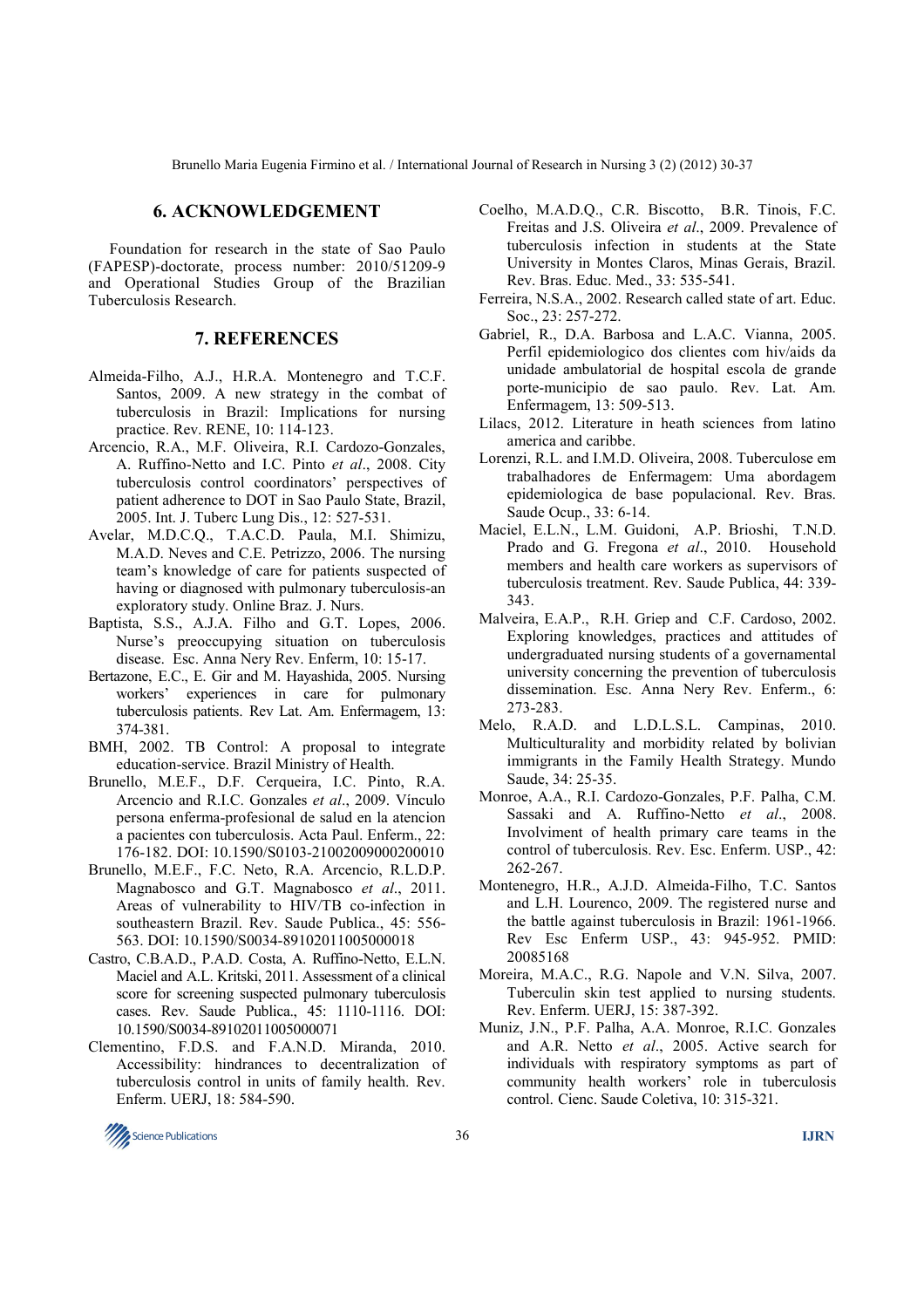## 6. ACKNOWLEDGEMENT

Foundation for research in the state of Sao Paulo (FAPESP)-doctorate, process number: 2010/51209-9 and Operational Studies Group of the Brazilian Tuberculosis Research.

## 7. REFERENCES

Almeida-Filho, A.J., H.R.A. Montenegro and T.C.F. Santos, 2009. A new strategy in the combat of tuberculosis in Brazil: Implications for nursing practice. Rev. RENE, 10: 114-123.

Arcencio, R.A., M.F. Oliveira, R.I. Cardozo-Gonzales, A. Ruffino-Netto and I.C. Pinto *et al*., 2008. City tuberculosis control coordinators' perspectives of patient adherence to DOT in Sao Paulo State, Brazil, 2005. Int. J. Tuberc Lung Dis., 12: 527-531.

Avelar, M.D.C.Q., T.A.C.D. Paula, M.I. Shimizu, M.A.D. Neves and C.E. Petrizzo, 2006. The nursing team's knowledge of care for patients suspected of having or diagnosed with pulmonary tuberculosis-an exploratory study. Online Braz. J. Nurs.

Baptista, S.S., A.J.A. Filho and G.T. Lopes, 2006. Nurse's preoccupying situation on tuberculosis disease. Esc. Anna Nery Rev. Enferm, 10: 15-17.

Bertazone, E.C., E. Gir and M. Hayashida, 2005. Nursing workers' experiences in care for pulmonary tuberculosis patients. Rev Lat. Am. Enfermagem, 13: 374-381.

BMH, 2002. TB Control: A proposal to integrate education-service. Brazil Ministry of Health.

Brunello, M.E.F., D.F. Cerqueira, I.C. Pinto, R.A. Arcencio and R.I.C. Gonzales *et al*., 2009. Vínculo persona enferma-profesional de salud en la atencion a pacientes con tuberculosis. Acta Paul. Enferm., 22: 176-182. DOI: 10.1590/S0103-21002009000200010

Brunello, M.E.F., F.C. Neto, R.A. Arcencio, R.L.D.P. Magnabosco and G.T. Magnabosco *et al*., 2011. Areas of vulnerability to HIV/TB co-infection in southeastern Brazil. Rev. Saude Publica., 45: 556-563. DOI: 10.1590/S0034-89102011005000018

Castro, C.B.A.D., P.A.D. Costa, A. Ruffino-Netto, E.L.N. Maciel and A.L. Kritski, 2011. Assessment of a clinical score for screening suspected pulmonary tuberculosis cases. Rev. Saude Publica., 45: 1110-1116. DOI: 10.1590/S0034-89102011005000071

Clementino, F.D.S. and F.A.N.D. Miranda, 2010. Accessibility: hindrances to decentralization of tuberculosis control in units of family health. Rev. Enferm. UERJ, 18: 584-590.

Coelho, M.A.D.Q., C.R. Biscotto, B.R. Tinois, F.C. Freitas and J.S. Oliveira *et al*., 2009. Prevalence of tuberculosis infection in students at the State University in Montes Claros, Minas Gerais, Brazil. Rev. Bras. Educ. Med., 33: 535-541.

Ferreira, N.S.A., 2002. Research called state of art. Educ. Soc., 23: 257-272.

Gabriel, R., D.A. Barbosa and L.A.C. Vianna, 2005. Perfil epidemiologico dos clientes com hiv/aids da unidade ambulatorial de hospital escola de grande porte-municipio de sao paulo. Rev. Lat. Am. Enfermagem, 13: 509-513.

Lilacs, 2012. Literature in heath sciences from latino america and caribbe.

Lorenzi, R.L. and I.M.D. Oliveira, 2008. Tuberculose em trabalhadores de Enfermagem: Uma abordagem epidemiologica de base populacional. Rev. Bras. Saude Ocup., 33: 6-14.

Maciel, E.L.N., L.M. Guidoni, A.P. Brioshi, T.N.D. Prado and G. Fregona *et al*., 2010. Household members and health care workers as supervisors of tuberculosis treatment. Rev. Saude Publica, 44: 339-343.

Malveira, E.A.P., R.H. Griep and C.F. Cardoso, 2002. Exploring knowledges, practices and attitudes of undergraduated nursing students of a governamental university concerning the prevention of tuberculosis dissemination. Esc. Anna Nery Rev. Enferm., 6: 273-283.

Melo, R.A.D. and L.D.L.S.L. Campinas, 2010. Multiculturality and morbidity related by bolivian immigrants in the Family Health Strategy. Mundo Saude, 34: 25-35.

Monroe, A.A., R.I. Cardozo-Gonzales, P.F. Palha, C.M. Sassaki and A. Ruffino-Netto *et al*., 2008. Involviment of health primary care teams in the control of tuberculosis. Rev. Esc. Enferm. USP., 42: 262-267.

Montenegro, H.R., A.J.D. Almeida-Filho, T.C. Santos and L.H. Lourenco, 2009. The registered nurse and the battle against tuberculosis in Brazil: 1961-1966. Rev Esc Enferm USP., 43: 945-952. PMID: 20085168

Moreira, M.A.C., R.G. Napole and V.N. Silva, 2007. Tuberculin skin test applied to nursing students. Rev. Enferm. UERJ, 15: 387-392.

Muniz, J.N., P.F. Palha, A.A. Monroe, R.I.C. Gonzales and A.R. Netto *et al*., 2005. Active search for individuals with respiratory symptoms as part of community health workers' role in tuberculosis control. Cienc. Saude Coletiva, 10: 315-321.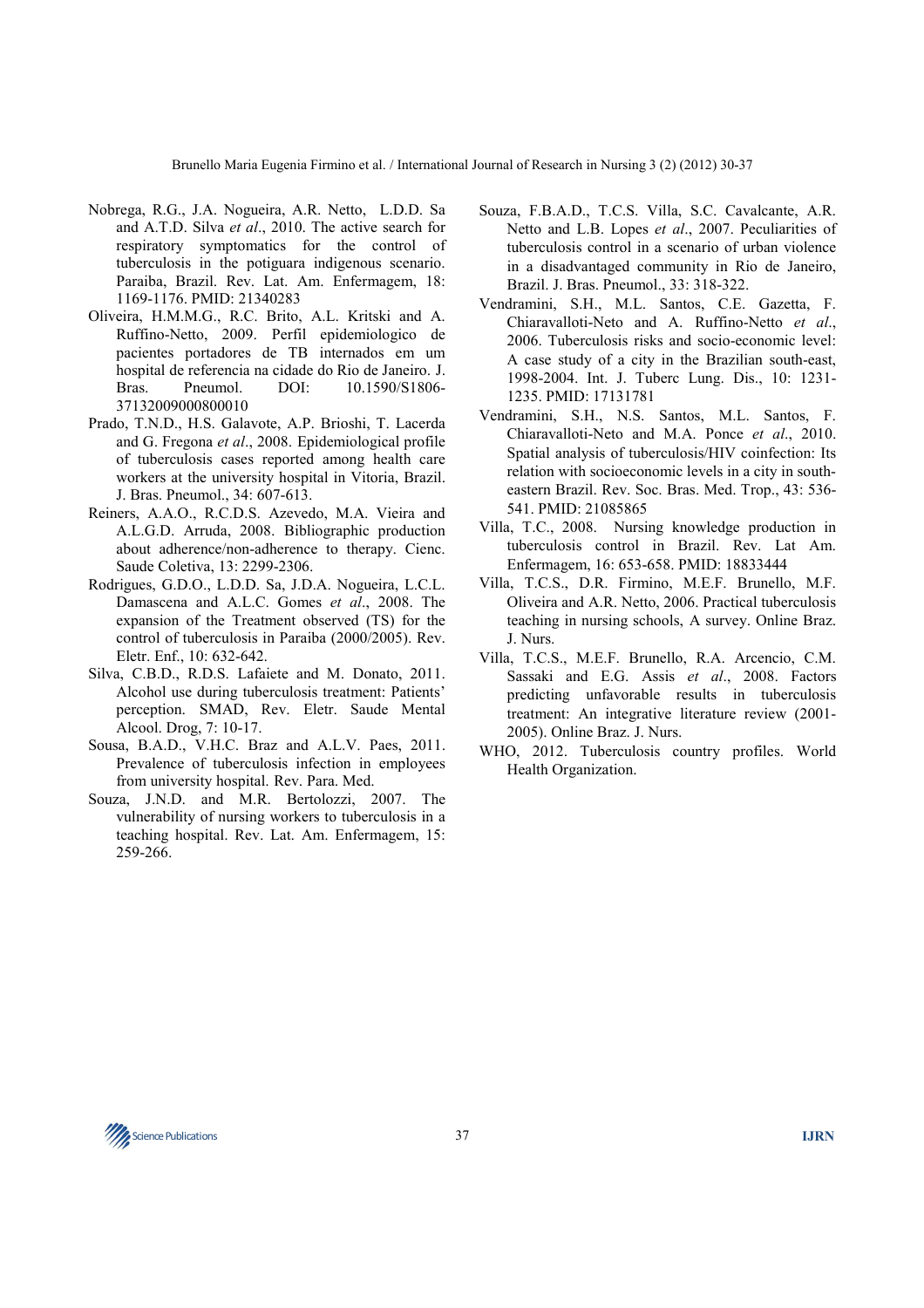Nobrega, R.G., J.A. Nogueira, A.R. Netto, L.D.D. Sa and A.T.D. Silva *et al*., 2010. The active search for respiratory symptomatics for the control of tuberculosis in the potiguara indigenous scenario. Paraiba, Brazil. Rev. Lat. Am. Enfermagem, 18: 1169-1176. PMID: 21340283

Oliveira, H.M.M.G., R.C. Brito, A.L. Kritski and A. Ruffino-Netto, 2009. Perfil epidemiologico de pacientes portadores de TB internados em um hospital de referencia na cidade do Rio de Janeiro. J. Bras. Pneumol. DOI: 10.1590/S1806-37132009000800010

Prado, T.N.D., H.S. Galavote, A.P. Brioshi, T. Lacerda and G. Fregona *et al*., 2008. Epidemiological profile of tuberculosis cases reported among health care workers at the university hospital in Vitoria, Brazil. J. Bras. Pneumol., 34: 607-613.

Reiners, A.A.O., R.C.D.S. Azevedo, M.A. Vieira and A.L.G.D. Arruda, 2008. Bibliographic production about adherence/non-adherence to therapy. Cienc. Saude Coletiva, 13: 2299-2306.

Rodrigues, G.D.O., L.D.D. Sa, J.D.A. Nogueira, L.C.L. Damascena and A.L.C. Gomes *et al*., 2008. The expansion of the Treatment observed (TS) for the control of tuberculosis in Paraiba (2000/2005). Rev. Eletr. Enf., 10: 632-642.

Silva, C.B.D., R.D.S. Lafaiete and M. Donato, 2011. Alcohol use during tuberculosis treatment: Patients' perception. SMAD, Rev. Eletr. Saude Mental Alcool. Drog, 7: 10-17.

Sousa, B.A.D., V.H.C. Braz and A.L.V. Paes, 2011. Prevalence of tuberculosis infection in employees from university hospital. Rev. Para. Med.

Souza, J.N.D. and M.R. Bertolozzi, 2007. The vulnerability of nursing workers to tuberculosis in a teaching hospital. Rev. Lat. Am. Enfermagem, 15: 259-266.

Souza, F.B.A.D., T.C.S. Villa, S.C. Cavalcante, A.R. Netto and L.B. Lopes *et al*., 2007. Peculiarities of tuberculosis control in a scenario of urban violence in a disadvantaged community in Rio de Janeiro, Brazil. J. Bras. Pneumol., 33: 318-322.

Vendramini, S.H., M.L. Santos, C.E. Gazetta, F. Chiaravalloti-Neto and A. Ruffino-Netto *et al*., 2006. Tuberculosis risks and socio-economic level: A case study of a city in the Brazilian south-east, 1998-2004. Int. J. Tuberc Lung. Dis., 10: 1231-1235. PMID: 17131781

Vendramini, S.H., N.S. Santos, M.L. Santos, F. Chiaravalloti-Neto and M.A. Ponce *et al*., 2010. Spatial analysis of tuberculosis/HIV coinfection: Its relation with socioeconomic levels in a city in south-eastern Brazil. Rev. Soc. Bras. Med. Trop., 43: 536-541. PMID: 21085865

Villa, T.C., 2008. Nursing knowledge production in tuberculosis control in Brazil. Rev. Lat Am. Enfermagem, 16: 653-658. PMID: 18833444

Villa, T.C.S., D.R. Firmino, M.E.F. Brunello, M.F. Oliveira and A.R. Netto, 2006. Practical tuberculosis teaching in nursing schools, A survey. Online Braz. J. Nurs.

Villa, T.C.S., M.E.F. Brunello, R.A. Arcencio, C.M. Sassaki and E.G. Assis *et al*., 2008. Factors predicting unfavorable results in tuberculosis treatment: An integrative literature review (2001-2005). Online Braz. J. Nurs.

WHO, 2012. Tuberculosis country profiles. World Health Organization.